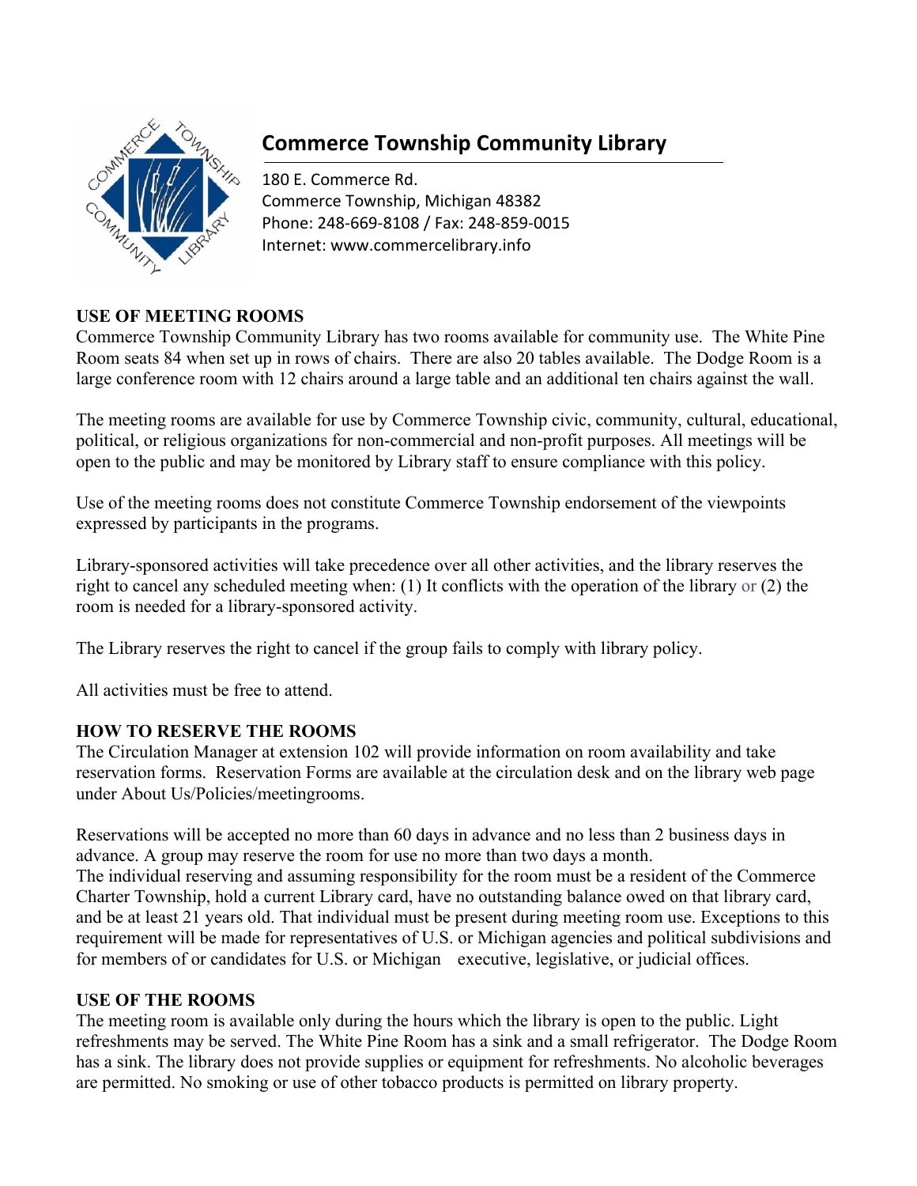# Commerce Township Community Library

180 E. Commerce Rd.
Commerce Township, Michigan 48382
Phone: 248-669-8108 / Fax: 248-859-0015
Internet: www.commercelibrary.info

## USE OF MEETING ROOMS

Commerce Township Community Library has two rooms available for community use. The White Pine Room seats 84 when set up in rows of chairs. There are also 20 tables available. The Dodge Room is a large conference room with 12 chairs around a large table and an additional ten chairs against the wall.

The meeting rooms are available for use by Commerce Township civic, community, cultural, educational, political, or religious organizations for non-commercial and non-profit purposes. All meetings will be open to the public and may be monitored by Library staff to ensure compliance with this policy.

Use of the meeting rooms does not constitute Commerce Township endorsement of the viewpoints expressed by participants in the programs.

Library-sponsored activities will take precedence over all other activities, and the library reserves the right to cancel any scheduled meeting when: (1) It conflicts with the operation of the library or (2) the room is needed for a library-sponsored activity.

The Library reserves the right to cancel if the group fails to comply with library policy.

All activities must be free to attend.

## HOW TO RESERVE THE ROOMS

The Circulation Manager at extension 102 will provide information on room availability and take reservation forms. Reservation Forms are available at the circulation desk and on the library web page under About Us/Policies/meetingrooms.

Reservations will be accepted no more than 60 days in advance and no less than 2 business days in advance. A group may reserve the room for use no more than two days a month.
The individual reserving and assuming responsibility for the room must be a resident of the Commerce Charter Township, hold a current Library card, have no outstanding balance owed on that library card, and be at least 21 years old. That individual must be present during meeting room use. Exceptions to this requirement will be made for representatives of U.S. or Michigan agencies and political subdivisions and for members of or candidates for U.S. or Michigan executive, legislative, or judicial offices.

## USE OF THE ROOMS

The meeting room is available only during the hours which the library is open to the public. Light refreshments may be served. The White Pine Room has a sink and a small refrigerator. The Dodge Room has a sink. The library does not provide supplies or equipment for refreshments. No alcoholic beverages are permitted. No smoking or use of other tobacco products is permitted on library property.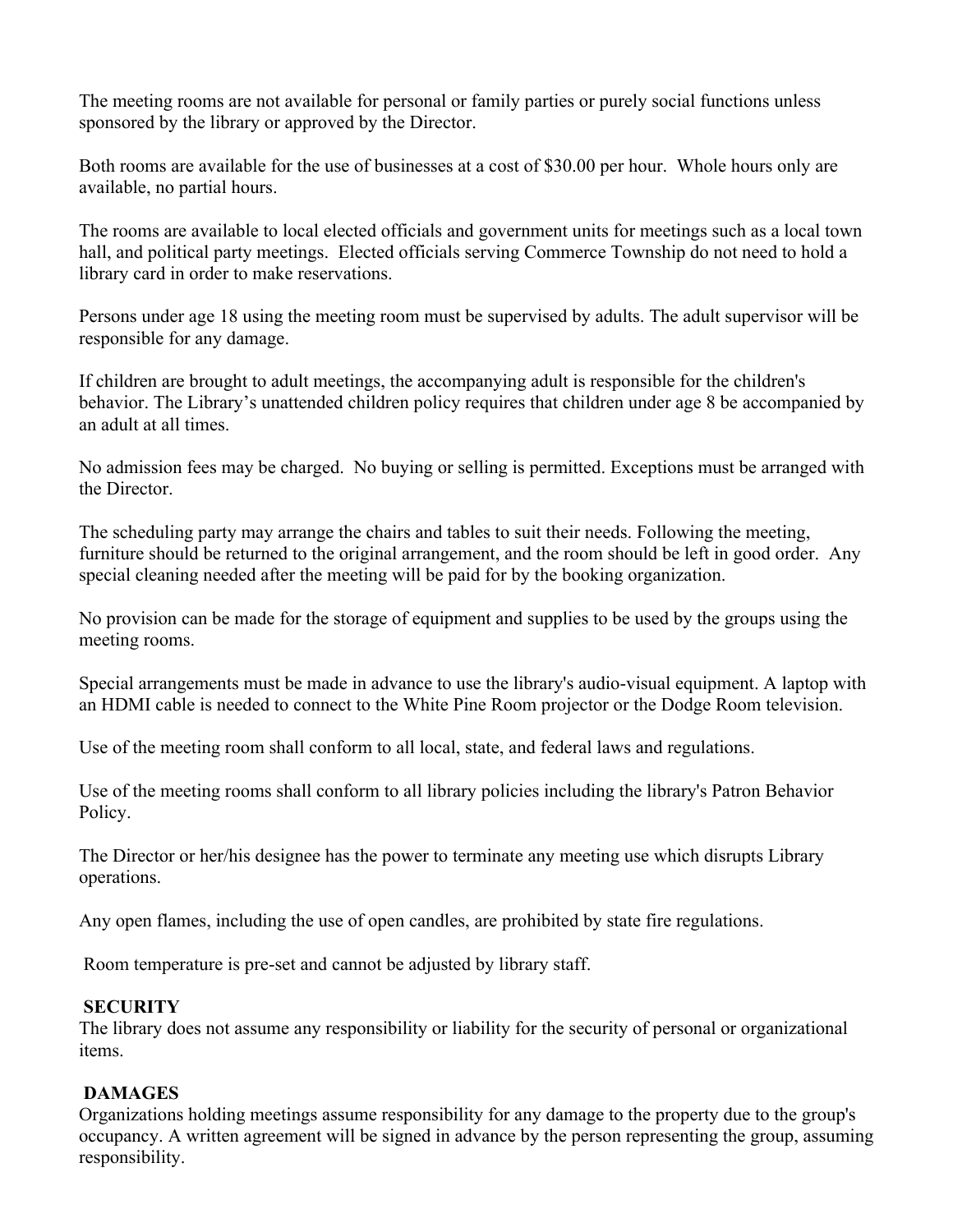The meeting rooms are not available for personal or family parties or purely social functions unless sponsored by the library or approved by the Director.

Both rooms are available for the use of businesses at a cost of $30.00 per hour. Whole hours only are available, no partial hours.

The rooms are available to local elected officials and government units for meetings such as a local town hall, and political party meetings. Elected officials serving Commerce Township do not need to hold a library card in order to make reservations.

Persons under age 18 using the meeting room must be supervised by adults. The adult supervisor will be responsible for any damage.

If children are brought to adult meetings, the accompanying adult is responsible for the children's behavior. The Library's unattended children policy requires that children under age 8 be accompanied by an adult at all times.

No admission fees may be charged. No buying or selling is permitted. Exceptions must be arranged with the Director.

The scheduling party may arrange the chairs and tables to suit their needs. Following the meeting, furniture should be returned to the original arrangement, and the room should be left in good order. Any special cleaning needed after the meeting will be paid for by the booking organization.

No provision can be made for the storage of equipment and supplies to be used by the groups using the meeting rooms.

Special arrangements must be made in advance to use the library's audio-visual equipment. A laptop with an HDMI cable is needed to connect to the White Pine Room projector or the Dodge Room television.

Use of the meeting room shall conform to all local, state, and federal laws and regulations.

Use of the meeting rooms shall conform to all library policies including the library's Patron Behavior Policy.

The Director or her/his designee has the power to terminate any meeting use which disrupts Library operations.

Any open flames, including the use of open candles, are prohibited by state fire regulations.

Room temperature is pre-set and cannot be adjusted by library staff.

**SECURITY**

The library does not assume any responsibility or liability for the security of personal or organizational items.

**DAMAGES**

Organizations holding meetings assume responsibility for any damage to the property due to the group's occupancy. A written agreement will be signed in advance by the person representing the group, assuming responsibility.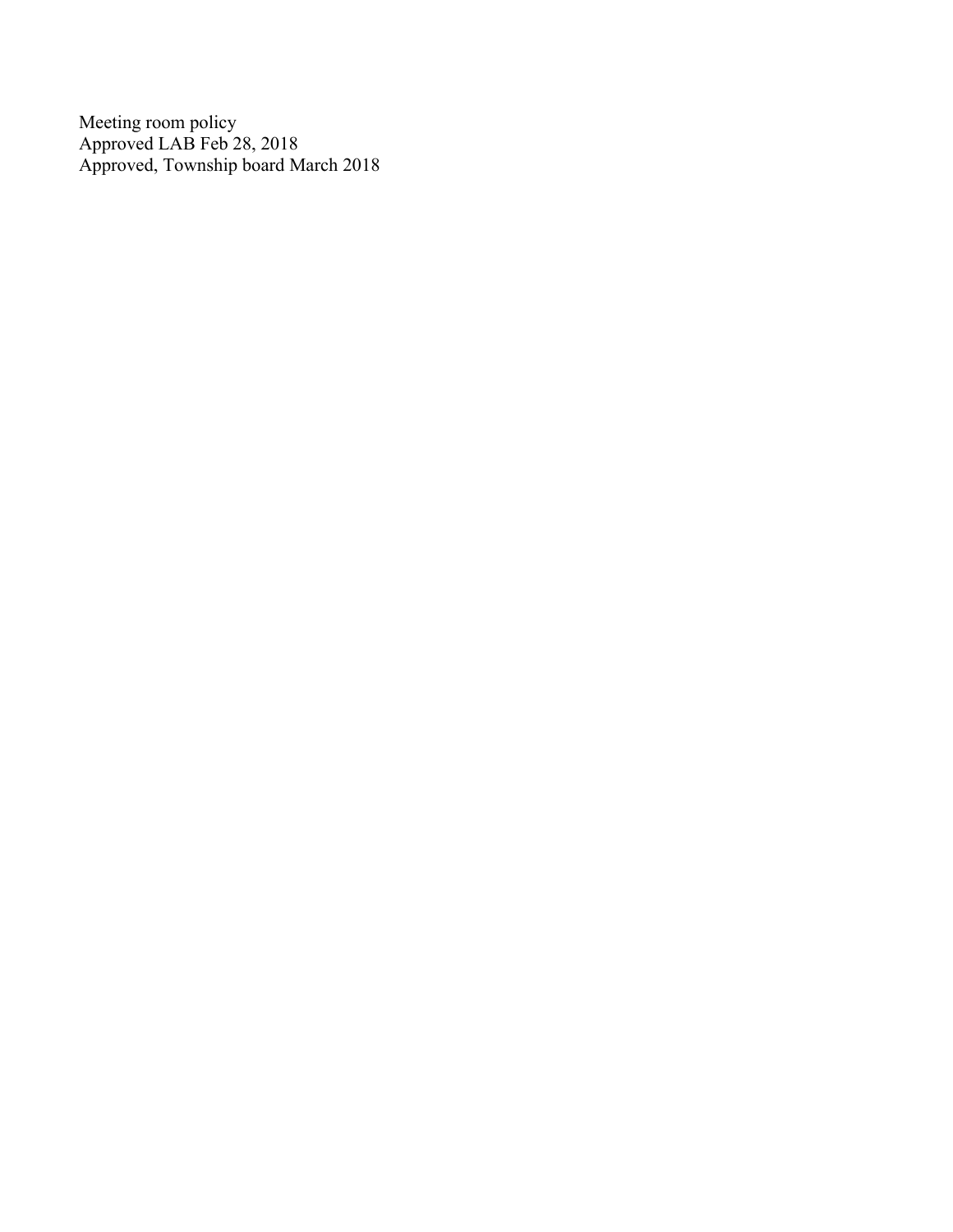Meeting room policy
Approved LAB Feb 28, 2018
Approved, Township board March 2018